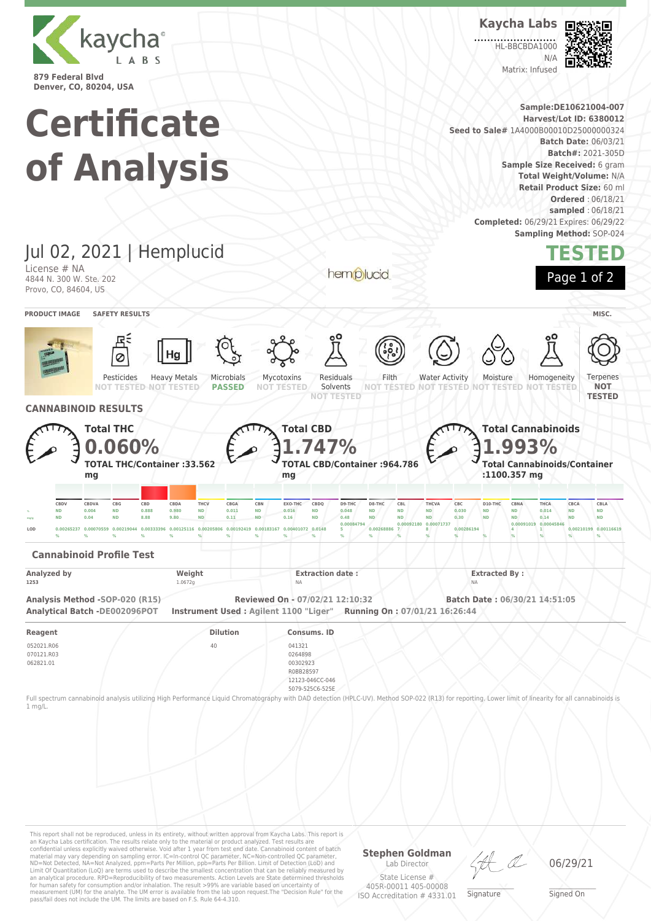kaycha LABS

879 Federal Blvd
Denver, CO, 80204, USA

# Certificate of Analysis

**Kaycha Labs**

HL-BBCBDA1000
N/A
Matrix: Infused

**Sample:DE10621004-007**
**Harvest/Lot ID: 6380012**
**Seed to Sale#** 1A4000B00010D25000000324
**Batch Date:** 06/03/21
**Batch#:** 2021-305D
**Sample Size Received:** 6 gram
**Total Weight/Volume:** N/A
**Retail Product Size:** 60 ml
**Ordered** : 06/18/21
**sampled** : 06/18/21
**Completed:** 06/29/21 Expires: 06/29/22
**Sampling Method:** SOP-024

## Jul 02, 2021 | Hemplucid

License # NA
4844 N. 300 W. Ste. 202
Provo, CO, 84604, US

**TESTED**

**PRODUCT IMAGE** | **SAFETY RESULTS** | **MISC.**

| Pesticides | Heavy Metals | Microbials | Mycotoxins | Residuals Solvents | Filth | Water Activity | Moisture | Homogeneity | Terpenes |
|---|---|---|---|---|---|---|---|---|---|
| NOT TESTED | NOT TESTED | PASSED | NOT TESTED | NOT TESTED | NOT TESTED | NOT TESTED | NOT TESTED | NOT TESTED | NOT TESTED |

## CANNABINOID RESULTS

**Total THC**
**0.060%**
**TOTAL THC/Container :33.562 mg**

**Total CBD**
**1.747%**
**TOTAL CBD/Container :964.786 mg**

**Total Cannabinoids**
**1.993%**
**Total Cannabinoids/Container :1100.357 mg**

| | CBDV | CBDVA | CBG | CBD | CBDA | THCV | CBGA | CBN | EXO-THC | CBDQ | D9-THC | D8-THC | CBL | THCVA | CBC | D10-THC | CBNA | THCA | CBCA | CBLA |
|---|---|---|---|---|---|---|---|---|---|---|---|---|---|---|---|---|---|---|---|---|
| % | ND | 0.004 | ND | 0.888 | 0.980 | ND | 0.011 | ND | 0.016 | ND | 0.048 | ND | ND | ND | 0.030 | ND | ND | 0.014 | ND | ND |
| mg/g | ND | 0.04 | ND | 8.88 | 9.80 | ND | 0.11 | ND | 0.16 | ND | 0.48 | ND | ND | ND | 0.30 | ND | ND | 0.14 | ND | ND |
| LOD | 0.00265237 % | 0.00070559 % | 0.00219044 % | 0.00333396 % | 0.00125116 % | 0.00205806 % | 0.00192419 % | 0.00183167 % | 0.00401072 % | 0.0148 % | 0.000847945 % | 0.00268886 % | 0.000921807 % | 0.000717378 % | 0.00286194 % | | 0.000910194 % | 0.000458461 % | 0.00210199 % | 0.00116619 % |

### Cannabinoid Profile Test

| Analyzed by | Weight | Extraction date : | Extracted By : |
|---|---|---|---|
| 1253 | 1.0672g | NA | NA |

**Analysis Method -SOP-020 (R15)** **Reviewed On - 07/02/21 12:10:32** **Batch Date : 06/30/21 14:51:05**
**Analytical Batch -DE002096POT** **Instrument Used : Agilent 1100 "Liger"** **Running On : 07/01/21 16:26:44**

| Reagent | Dilution | Consums. ID |
|---|---|---|
| 052021.R06<br>070121.R03<br>062821.01 | 40 | 041321<br>0264898<br>00302923<br>R0BB28597<br>12123-046CC-046<br>5079-525C6-525E |

Full spectrum cannabinoid analysis utilizing High Performance Liquid Chromatography with DAD detection (HPLC-UV). Method SOP-022 (R13) for reporting. Lower limit of linearity for all cannabinoids is 1 mg/L.

This report shall not be reproduced, unless in its entirety, without written approval from Kaycha Labs. This report is an Kaycha Labs certification. The results relate only to the material or product analyzed. Test results are confidential unless explicitly waived otherwise. Void after 1 year from test end date. Cannabinoid content of batch material may vary depending on sampling error. IC=In-control QC parameter, NC=Non-controlled QC parameter, ND=Not Detected, NA=Not Analyzed, ppm=Parts Per Million, ppb=Parts Per Billion. Limit of Detection (LoD) and Limit Of Quantitation (LoQ) are terms used to describe the smallest concentration that can be reliably measured by an analytical procedure. RPD=Reproducibility of two measurements. Action Levels are State determined thresholds for human safety for consumption and/or inhalation. The result >99% are variable based on uncertainty of measurement (UM) for the analyte. The UM error is available from the lab upon request.The "Decision Rule" for the pass/fail does not include the UM. The limits are based on F.S. Rule 64-4.310.

**Stephen Goldman**
Lab Director
State License # 405R-00011 405-00008
ISO Accreditation # 4331.01

Signature

06/29/21
Signed On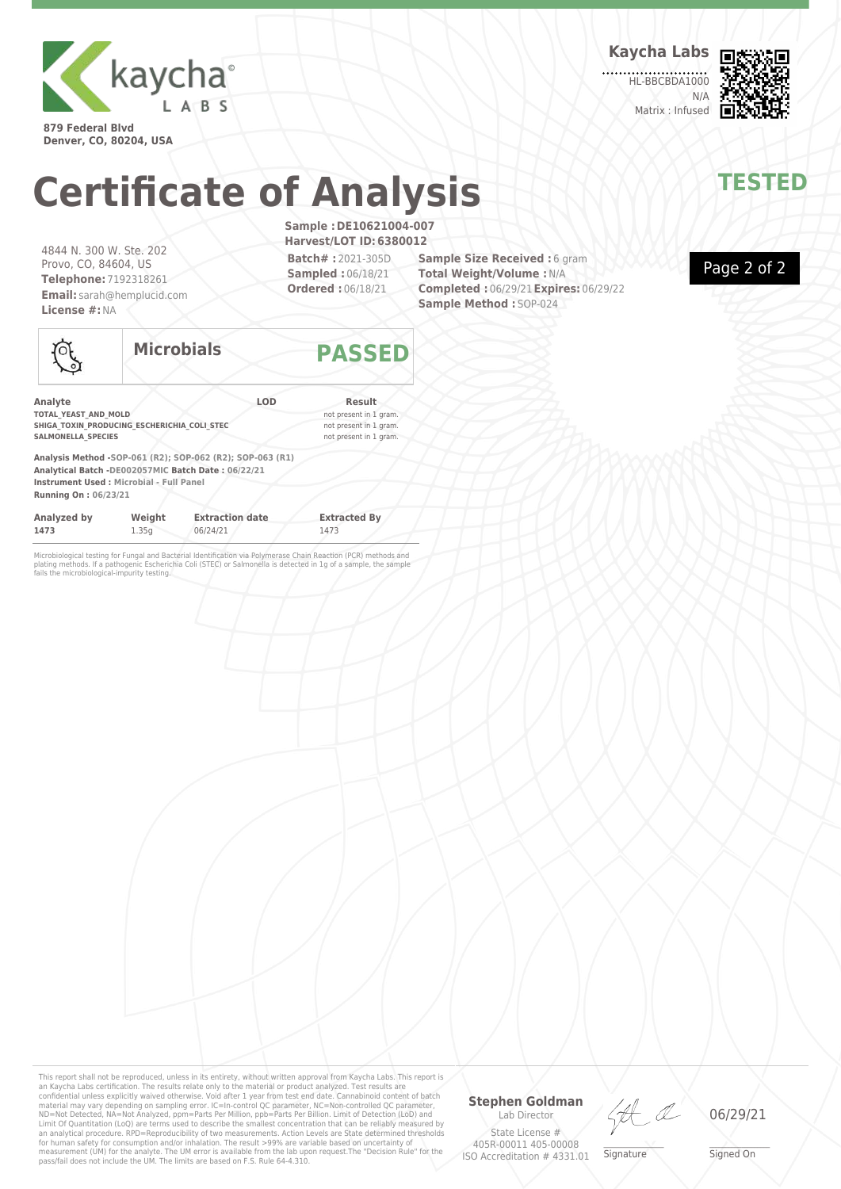**Kaycha Labs**

879 Federal Blvd
Denver, CO, 80204, USA

HL-BBCBDA1000
N/A
Matrix : Infused

# Certificate of Analysis

**TESTED**

4844 N. 300 W. Ste. 202
Provo, CO, 84604, US
**Telephone:** 7192318261
**Email:** sarah@hemplucid.com
**License #:** NA

**Sample : DE10621004-007**
**Harvest/LOT ID: 6380012**
**Batch# :** 2021-305D
**Sampled :** 06/18/21
**Ordered :** 06/18/21

**Sample Size Received :** 6 gram
**Total Weight/Volume :** N/A
**Completed :** 06/29/21 **Expires:** 06/29/22
**Sample Method :** SOP-024

## Microbials **PASSED**

| Analyte | LOD | Result |
| --- | --- | --- |
| TOTAL_YEAST_AND_MOLD | | not present in 1 gram. |
| SHIGA_TOXIN_PRODUCING_ESCHERICHIA_COLI_STEC | | not present in 1 gram. |
| SALMONELLA_SPECIES | | not present in 1 gram. |

**Analysis Method -SOP-061 (R2); SOP-062 (R2); SOP-063 (R1)**
**Analytical Batch -DE002057MIC Batch Date : 06/22/21**
**Instrument Used : Microbial - Full Panel**
**Running On : 06/23/21**

| Analyzed by | Weight | Extraction date | Extracted By |
| --- | --- | --- | --- |
| 1473 | 1.35g | 06/24/21 | 1473 |

Microbiological testing for Fungal and Bacterial Identification via Polymerase Chain Reaction (PCR) methods and plating methods. If a pathogenic Escherichia Coli (STEC) or Salmonella is detected in 1g of a sample, the sample fails the microbiological-impurity testing.

This report shall not be reproduced, unless in its entirety, without written approval from Kaycha Labs. This report is an Kaycha Labs certification. The results relate only to the material or product analyzed. Test results are confidential unless explicitly waived otherwise. Void after 1 year from test end date. Cannabinoid content of batch material may vary depending on sampling error. IC=In-control QC parameter, NC=Non-controlled QC parameter, ND=Not Detected, NA=Not Analyzed, ppm=Parts Per Million, ppb=Parts Per Billion. Limit of Detection (LoD) and Limit Of Quantitation (LoQ) are terms used to describe the smallest concentration that can be reliably measured by an analytical procedure. RPD=Reproducibility of two measurements. Action Levels are State determined thresholds for human safety for consumption and/or inhalation. The result >99% are variable based on uncertainty of measurement (UM) for the analyte. The UM error is available from the lab upon request.The "Decision Rule" for the pass/fail does not include the UM. The limits are based on F.S. Rule 64-4.310.

**Stephen Goldman**
Lab Director
State License #
405R-00011 405-00008
ISO Accreditation # 4331.01

Signature

06/29/21
Signed On